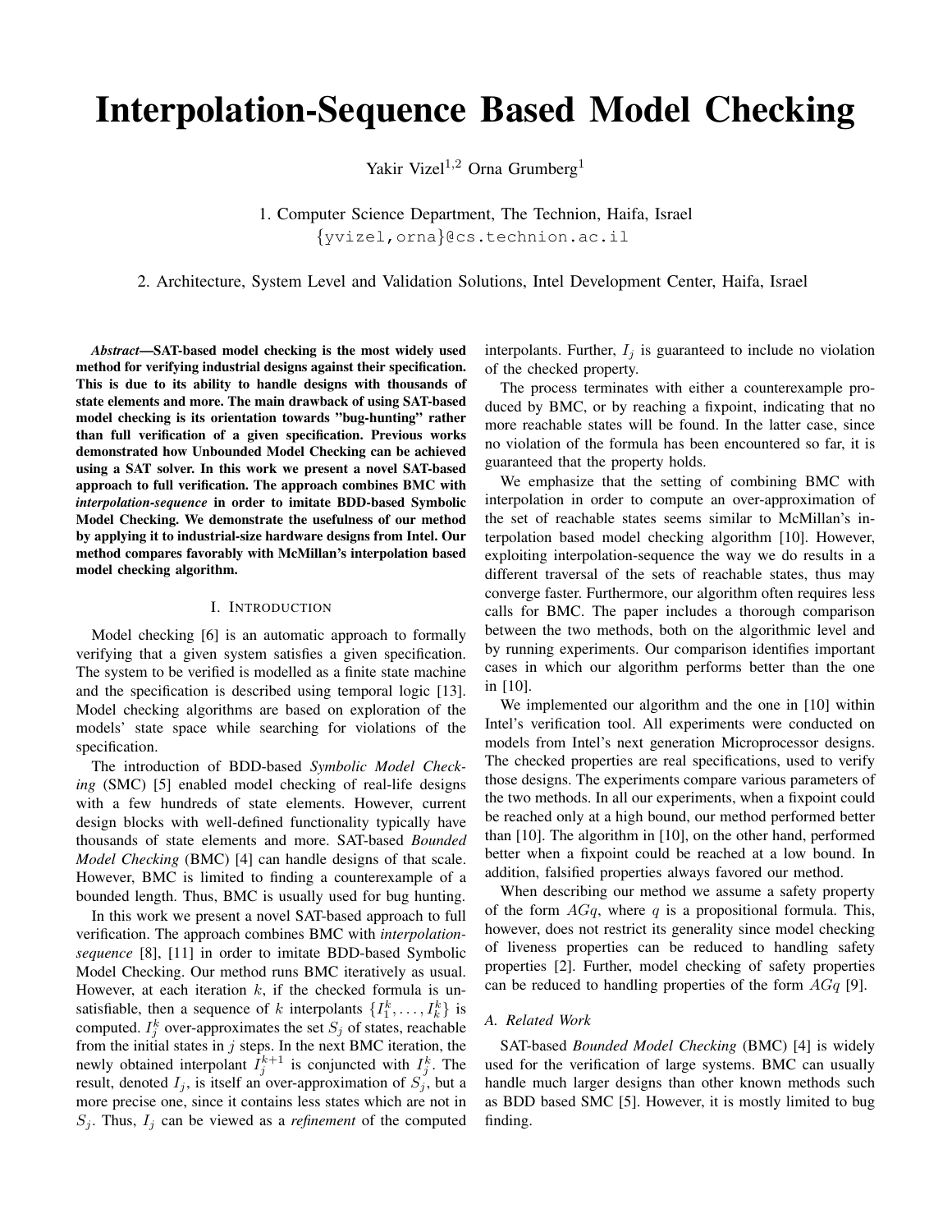# Interpolation-Sequence Based Model Checking

Yakir Vizel[1,2] Orna Grumberg[1]

1. Computer Science Department, The Technion, Haifa, Israel
{yvizel,orna}@cs.technion.ac.il

2. Architecture, System Level and Validation Solutions, Intel Development Center, Haifa, Israel

***Abstract*—SAT-based model checking is the most widely used method for verifying industrial designs against their specification. This is due to its ability to handle designs with thousands of state elements and more. The main drawback of using SAT-based model checking is its orientation towards "bug-hunting" rather than full verification of a given specification. Previous works demonstrated how Unbounded Model Checking can be achieved using a SAT solver. In this work we present a novel SAT-based approach to full verification. The approach combines BMC with *interpolation-sequence* in order to imitate BDD-based Symbolic Model Checking. We demonstrate the usefulness of our method by applying it to industrial-size hardware designs from Intel. Our method compares favorably with McMillan's interpolation based model checking algorithm.**

## I. Introduction

Model checking [6] is an automatic approach to formally verifying that a given system satisfies a given specification. The system to be verified is modelled as a finite state machine and the specification is described using temporal logic [13]. Model checking algorithms are based on exploration of the models' state space while searching for violations of the specification.

The introduction of BDD-based *Symbolic Model Checking* (SMC) [5] enabled model checking of real-life designs with a few hundreds of state elements. However, current design blocks with well-defined functionality typically have thousands of state elements and more. SAT-based *Bounded Model Checking* (BMC) [4] can handle designs of that scale. However, BMC is limited to finding a counterexample of a bounded length. Thus, BMC is usually used for bug hunting.

In this work we present a novel SAT-based approach to full verification. The approach combines BMC with *interpolation-sequence* [8], [11] in order to imitate BDD-based Symbolic Model Checking. Our method runs BMC iteratively as usual. However, at each iteration $k$, if the checked formula is unsatisfiable, then a sequence of $k$ interpolants $\{I_1^k, \ldots, I_k^k\}$ is computed. $I_j^k$ over-approximates the set $S_j$ of states, reachable from the initial states in $j$ steps. In the next BMC iteration, the newly obtained interpolant $I_j^{k+1}$ is conjuncted with $I_j^k$. The result, denoted $I_j$, is itself an over-approximation of $S_j$, but a more precise one, since it contains less states which are not in $S_j$. Thus, $I_j$ can be viewed as a *refinement* of the computed interpolants. Further, $I_j$ is guaranteed to include no violation of the checked property.

The process terminates with either a counterexample produced by BMC, or by reaching a fixpoint, indicating that no more reachable states will be found. In the latter case, since no violation of the formula has been encountered so far, it is guaranteed that the property holds.

We emphasize that the setting of combining BMC with interpolation in order to compute an over-approximation of the set of reachable states seems similar to McMillan's interpolation based model checking algorithm [10]. However, exploiting interpolation-sequence the way we do results in a different traversal of the sets of reachable states, thus may converge faster. Furthermore, our algorithm often requires less calls for BMC. The paper includes a thorough comparison between the two methods, both on the algorithmic level and by running experiments. Our comparison identifies important cases in which our algorithm performs better than the one in [10].

We implemented our algorithm and the one in [10] within Intel's verification tool. All experiments were conducted on models from Intel's next generation Microprocessor designs. The checked properties are real specifications, used to verify those designs. The experiments compare various parameters of the two methods. In all our experiments, when a fixpoint could be reached only at a high bound, our method performed better than [10]. The algorithm in [10], on the other hand, performed better when a fixpoint could be reached at a low bound. In addition, falsified properties always favored our method.

When describing our method we assume a safety property of the form $AGq$, where $q$ is a propositional formula. This, however, does not restrict its generality since model checking of liveness properties can be reduced to handling safety properties [2]. Further, model checking of safety properties can be reduced to handling properties of the form $AGq$ [9].

### A. Related Work

SAT-based *Bounded Model Checking* (BMC) [4] is widely used for the verification of large systems. BMC can usually handle much larger designs than other known methods such as BDD based SMC [5]. However, it is mostly limited to bug finding.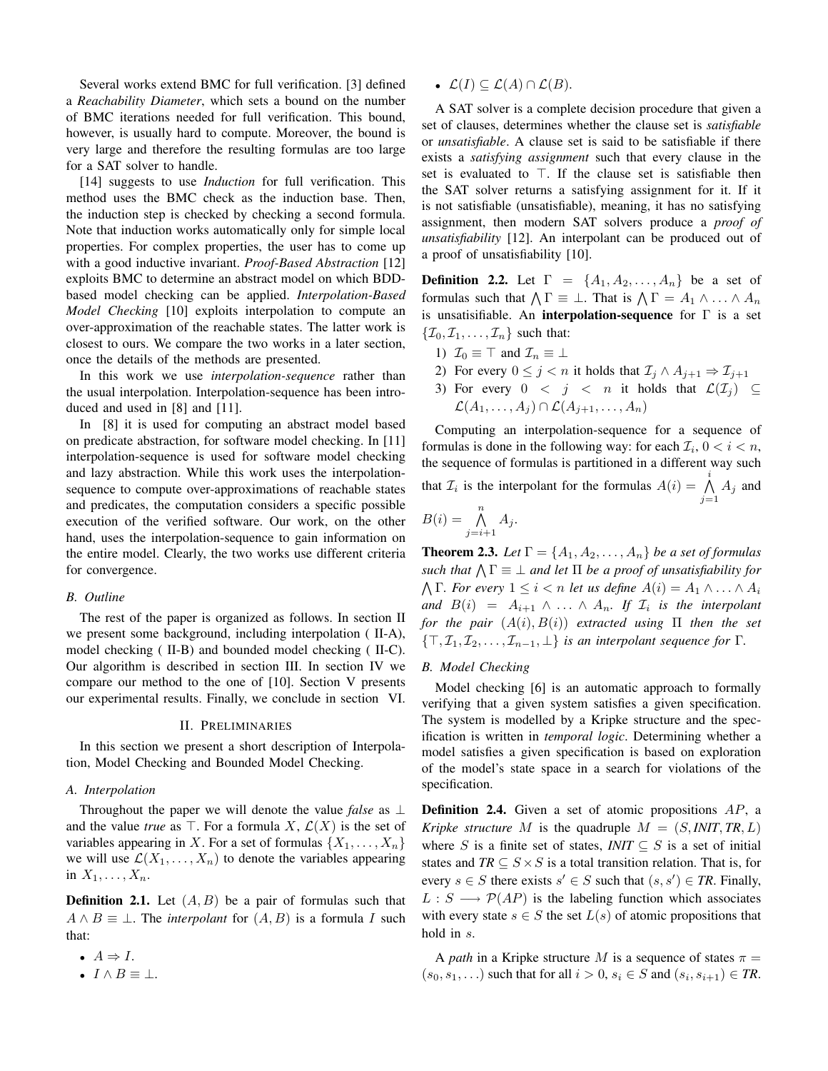Several works extend BMC for full verification. [3] defined a *Reachability Diameter*, which sets a bound on the number of BMC iterations needed for full verification. This bound, however, is usually hard to compute. Moreover, the bound is very large and therefore the resulting formulas are too large for a SAT solver to handle.

[14] suggests to use *Induction* for full verification. This method uses the BMC check as the induction base. Then, the induction step is checked by checking a second formula. Note that induction works automatically only for simple local properties. For complex properties, the user has to come up with a good inductive invariant. *Proof-Based Abstraction* [12] exploits BMC to determine an abstract model on which BDD-based model checking can be applied. *Interpolation-Based Model Checking* [10] exploits interpolation to compute an over-approximation of the reachable states. The latter work is closest to ours. We compare the two works in a later section, once the details of the methods are presented.

In this work we use *interpolation-sequence* rather than the usual interpolation. Interpolation-sequence has been introduced and used in [8] and [11].

In [8] it is used for computing an abstract model based on predicate abstraction, for software model checking. In [11] interpolation-sequence is used for software model checking and lazy abstraction. While this work uses the interpolation-sequence to compute over-approximations of reachable states and predicates, the computation considers a specific possible execution of the verified software. Our work, on the other hand, uses the interpolation-sequence to gain information on the entire model. Clearly, the two works use different criteria for convergence.

### B. Outline

The rest of the paper is organized as follows. In section II we present some background, including interpolation ( II-A), model checking ( II-B) and bounded model checking ( II-C). Our algorithm is described in section III. In section IV we compare our method to the one of [10]. Section V presents our experimental results. Finally, we conclude in section VI.

## II. Preliminaries

In this section we present a short description of Interpolation, Model Checking and Bounded Model Checking.

### A. Interpolation

Throughout the paper we will denote the value *false* as $\bot$ and the value *true* as $\top$. For a formula $X$, $\mathcal{L}(X)$ is the set of variables appearing in $X$. For a set of formulas $\{X_1, \ldots, X_n\}$ we will use $\mathcal{L}(X_1, \ldots, X_n)$ to denote the variables appearing in $X_1, \ldots, X_n$.

**Definition 2.1.** Let $(A, B)$ be a pair of formulas such that $A \wedge B \equiv \bot$. The *interpolant* for $(A, B)$ is a formula $I$ such that:

- $A \Rightarrow I$.
- $I \wedge B \equiv \bot$.
- $\mathcal{L}(I) \subseteq \mathcal{L}(A) \cap \mathcal{L}(B)$.

A SAT solver is a complete decision procedure that given a set of clauses, determines whether the clause set is *satisfiable* or *unsatisfiable*. A clause set is said to be satisfiable if there exists a *satisfying assignment* such that every clause in the set is evaluated to $\top$. If the clause set is satisfiable then the SAT solver returns a satisfying assignment for it. If it is not satisfiable (unsatisfiable), meaning, it has no satisfying assignment, then modern SAT solvers produce a *proof of unsatisfiability* [12]. An interpolant can be produced out of a proof of unsatisfiability [10].

**Definition 2.2.** Let $\Gamma = \{A_1, A_2, \ldots, A_n\}$ be a set of formulas such that $\bigwedge \Gamma \equiv \bot$. That is $\bigwedge \Gamma = A_1 \wedge \ldots \wedge A_n$ is unsatisifiable. An **interpolation-sequence** for $\Gamma$ is a set $\{\mathcal{I}_0, \mathcal{I}_1, \ldots, \mathcal{I}_n\}$ such that:

1) $\mathcal{I}_0 \equiv \top$ and $\mathcal{I}_n \equiv \bot$
2) For every $0 \leq j < n$ it holds that $\mathcal{I}_j \wedge A_{j+1} \Rightarrow \mathcal{I}_{j+1}$
3) For every $0 < j < n$ it holds that $\mathcal{L}(\mathcal{I}_j) \subseteq \mathcal{L}(A_1, \ldots, A_j) \cap \mathcal{L}(A_{j+1}, \ldots, A_n)$

Computing an interpolation-sequence for a sequence of formulas is done in the following way: for each $\mathcal{I}_i$, $0 < i < n$, the sequence of formulas is partitioned in a different way such that $\mathcal{I}_i$ is the interpolant for the formulas $A(i) = \bigwedge_{j=1}^{i} A_j$ and $B(i) = \bigwedge_{j=i+1}^{n} A_j$.

**Theorem 2.3.** *Let $\Gamma = \{A_1, A_2, \ldots, A_n\}$ be a set of formulas such that $\bigwedge \Gamma \equiv \bot$ and let $\Pi$ be a proof of unsatisfiability for $\bigwedge \Gamma$. For every $1 \leq i < n$ let us define $A(i) = A_1 \wedge \ldots \wedge A_i$ and $B(i) = A_{i+1} \wedge \ldots \wedge A_n$. If $\mathcal{I}_i$ is the interpolant for the pair $(A(i), B(i))$ extracted using $\Pi$ then the set $\{\top, \mathcal{I}_1, \mathcal{I}_2, \ldots, \mathcal{I}_{n-1}, \bot\}$ is an interpolant sequence for $\Gamma$.*

### B. Model Checking

Model checking [6] is an automatic approach to formally verifying that a given system satisfies a given specification. The system is modelled by a Kripke structure and the specification is written in *temporal logic*. Determining whether a model satisfies a given specification is based on exploration of the model's state space in a search for violations of the specification.

**Definition 2.4.** Given a set of atomic propositions $AP$, a *Kripke structure* $M$ is the quadruple $M = (S, \mathit{INIT}, \mathit{TR}, L)$ where $S$ is a finite set of states, $\mathit{INIT} \subseteq S$ is a set of initial states and $\mathit{TR} \subseteq S \times S$ is a total transition relation. That is, for every $s \in S$ there exists $s' \in S$ such that $(s, s') \in \mathit{TR}$. Finally, $L : S \longrightarrow \mathcal{P}(AP)$ is the labeling function which associates with every state $s \in S$ the set $L(s)$ of atomic propositions that hold in $s$.

A *path* in a Kripke structure $M$ is a sequence of states $\pi = (s_0, s_1, \ldots)$ such that for all $i > 0$, $s_i \in S$ and $(s_i, s_{i+1}) \in \mathit{TR}$.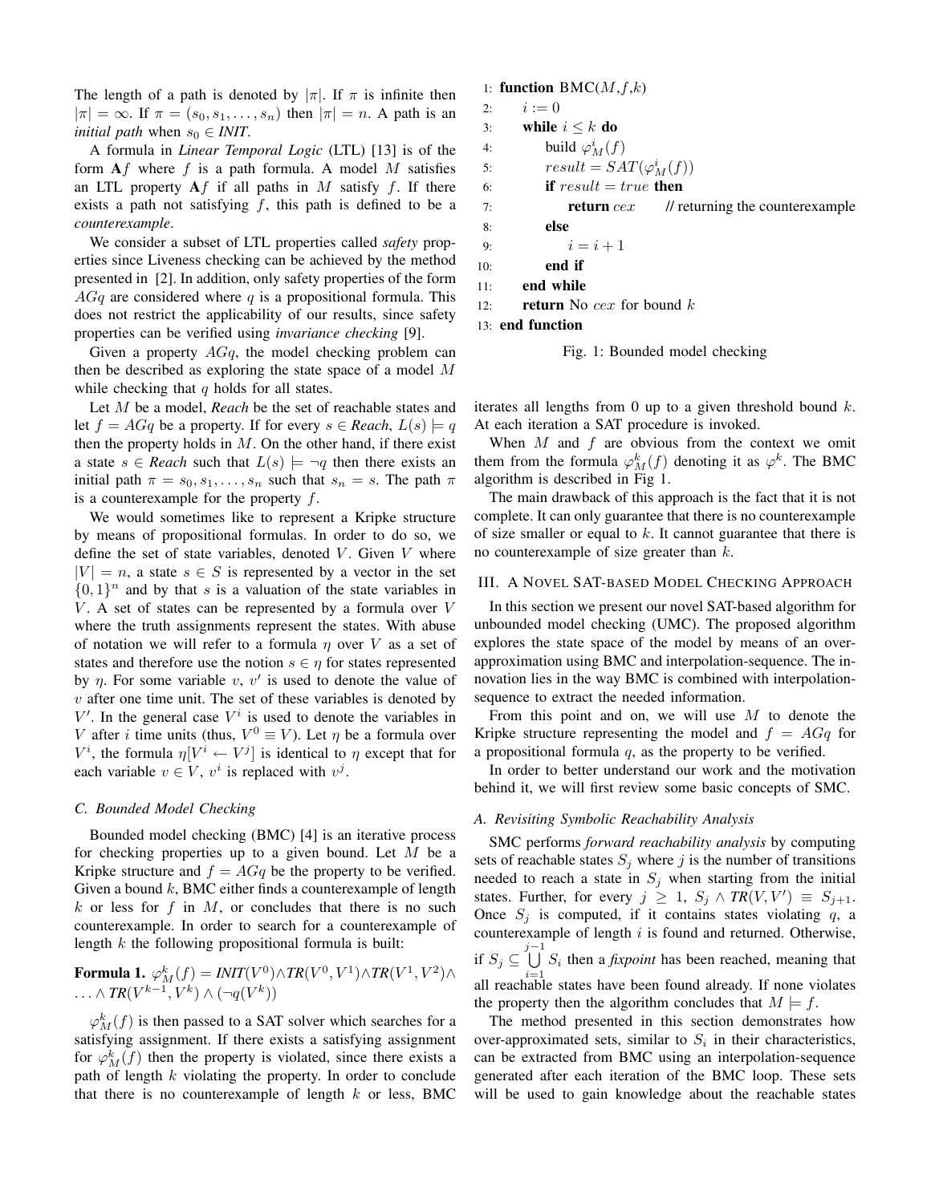The length of a path is denoted by $|\pi|$. If $\pi$ is infinite then $|\pi| = \infty$. If $\pi = (s_0, s_1, \ldots, s_n)$ then $|\pi| = n$. A path is an *initial path* when $s_0 \in$ *INIT*.

A formula in *Linear Temporal Logic* (LTL) [13] is of the form $\mathbf{A}f$ where $f$ is a path formula. A model $M$ satisfies an LTL property $\mathbf{A}f$ if all paths in $M$ satisfy $f$. If there exists a path not satisfying $f$, this path is defined to be a *counterexample*.

We consider a subset of LTL properties called *safety* properties since Liveness checking can be achieved by the method presented in [2]. In addition, only safety properties of the form $AGq$ are considered where $q$ is a propositional formula. This does not restrict the applicability of our results, since safety properties can be verified using *invariance checking* [9].

Given a property $AGq$, the model checking problem can then be described as exploring the state space of a model $M$ while checking that $q$ holds for all states.

Let $M$ be a model, *Reach* be the set of reachable states and let $f = AGq$ be a property. If for every $s \in$ *Reach*, $L(s) \models q$ then the property holds in $M$. On the other hand, if there exist a state $s \in$ *Reach* such that $L(s) \models \neg q$ then there exists an initial path $\pi = s_0, s_1, \ldots, s_n$ such that $s_n = s$. The path $\pi$ is a counterexample for the property $f$.

We would sometimes like to represent a Kripke structure by means of propositional formulas. In order to do so, we define the set of state variables, denoted $V$. Given $V$ where $|V| = n$, a state $s \in S$ is represented by a vector in the set $\{0,1\}^n$ and by that $s$ is a valuation of the state variables in $V$. A set of states can be represented by a formula over $V$ where the truth assignments represent the states. With abuse of notation we will refer to a formula $\eta$ over $V$ as a set of states and therefore use the notion $s \in \eta$ for states represented by $\eta$. For some variable $v$, $v'$ is used to denote the value of $v$ after one time unit. The set of these variables is denoted by $V'$. In the general case $V^i$ is used to denote the variables in $V$ after $i$ time units (thus, $V^0 \equiv V$). Let $\eta$ be a formula over $V^i$, the formula $\eta[V^i \leftarrow V^j]$ is identical to $\eta$ except that for each variable $v \in V$, $v^i$ is replaced with $v^j$.

### C. Bounded Model Checking

Bounded model checking (BMC) [4] is an iterative process for checking properties up to a given bound. Let $M$ be a Kripke structure and $f = AGq$ be the property to be verified. Given a bound $k$, BMC either finds a counterexample of length $k$ or less for $f$ in $M$, or concludes that there is no such counterexample. In order to search for a counterexample of length $k$ the following propositional formula is built:

**Formula 1.** $\varphi^k_M(f) = INIT(V^0) \wedge TR(V^0, V^1) \wedge TR(V^1, V^2) \wedge \ldots \wedge TR(V^{k-1}, V^k) \wedge (\neg q(V^k))$

$\varphi^k_M(f)$ is then passed to a SAT solver which searches for a satisfying assignment. If there exists a satisfying assignment for $\varphi^k_M(f)$ then the property is violated, since there exists a path of length $k$ violating the property. In order to conclude that there is no counterexample of length $k$ or less, BMC iterates all lengths from 0 up to a given threshold bound $k$. At each iteration a SAT procedure is invoked.

```
1: function BMC(M,f,k)
2:     i := 0
3:     while i ≤ k do
4:         build φ^i_M(f)
5:         result = SAT(φ^i_M(f))
6:         if result = true then
7:             return cex      // returning the counterexample
8:         else
9:             i = i + 1
10:        end if
11:    end while
12:    return No cex for bound k
13: end function
```

Fig. 1: Bounded model checking

When $M$ and $f$ are obvious from the context we omit them from the formula $\varphi^k_M(f)$ denoting it as $\varphi^k$. The BMC algorithm is described in Fig 1.

The main drawback of this approach is the fact that it is not complete. It can only guarantee that there is no counterexample of size smaller or equal to $k$. It cannot guarantee that there is no counterexample of size greater than $k$.

## III. A Novel SAT-based Model Checking Approach

In this section we present our novel SAT-based algorithm for unbounded model checking (UMC). The proposed algorithm explores the state space of the model by means of an over-approximation using BMC and interpolation-sequence. The innovation lies in the way BMC is combined with interpolation-sequence to extract the needed information.

From this point and on, we will use $M$ to denote the Kripke structure representing the model and $f = AGq$ for a propositional formula $q$, as the property to be verified.

In order to better understand our work and the motivation behind it, we will first review some basic concepts of SMC.

### A. Revisiting Symbolic Reachability Analysis

SMC performs *forward reachability analysis* by computing sets of reachable states $S_j$ where $j$ is the number of transitions needed to reach a state in $S_j$ when starting from the initial states. Further, for every $j \geq 1$, $S_j \wedge TR(V, V') \equiv S_{j+1}$. Once $S_j$ is computed, if it contains states violating $q$, a counterexample of length $i$ is found and returned. Otherwise, if $S_j \subseteq \bigcup_{i=1}^{j-1} S_i$ then a *fixpoint* has been reached, meaning that all reachable states have been found already. If none violates the property then the algorithm concludes that $M \models f$.

The method presented in this section demonstrates how over-approximated sets, similar to $S_i$ in their characteristics, can be extracted from BMC using an interpolation-sequence generated after each iteration of the BMC loop. These sets will be used to gain knowledge about the reachable states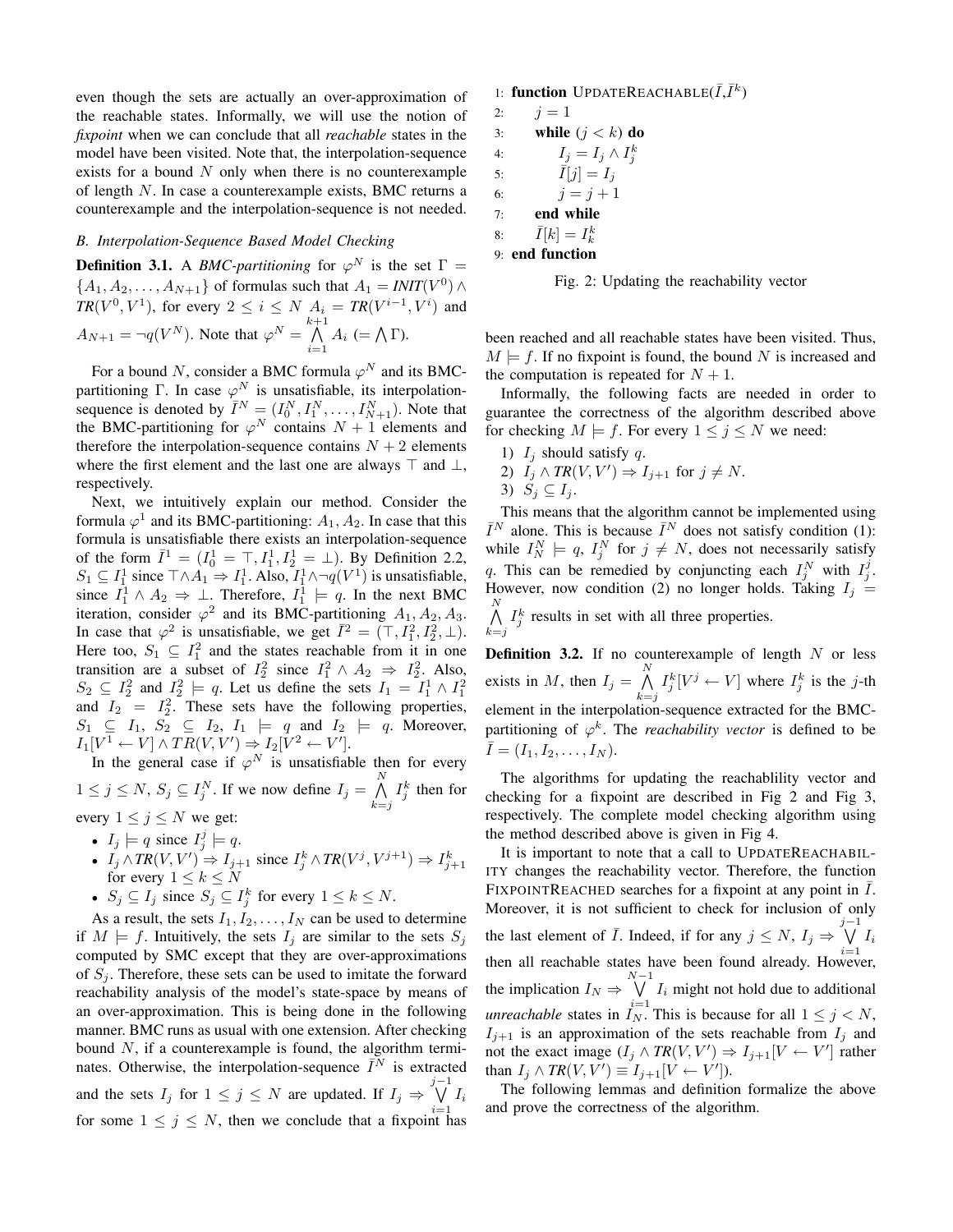even though the sets are actually an over-approximation of the reachable states. Informally, we will use the notion of *fixpoint* when we can conclude that all *reachable* states in the model have been visited. Note that, the interpolation-sequence exists for a bound $N$ only when there is no counterexample of length $N$. In case a counterexample exists, BMC returns a counterexample and the interpolation-sequence is not needed.

### B. Interpolation-Sequence Based Model Checking

**Definition 3.1.** A *BMC-partitioning* for $\varphi^N$ is the set $\Gamma = \{A_1, A_2, \ldots, A_{N+1}\}$ of formulas such that $A_1 = \mathit{INIT}(V^0) \wedge \mathit{TR}(V^0, V^1)$, for every $2 \leq i \leq N$ $A_i = \mathit{TR}(V^{i-1}, V^i)$ and $A_{N+1} = \neg q(V^N)$. Note that $\varphi^N = \bigwedge_{i=1}^{k+1} A_i \; (= \bigwedge \Gamma)$.

For a bound $N$, consider a BMC formula $\varphi^N$ and its BMC-partitioning $\Gamma$. In case $\varphi^N$ is unsatisfiable, its interpolation-sequence is denoted by $\bar{I}^N = (I_0^N, I_1^N, \ldots, I_{N+1}^N)$. Note that the BMC-partitioning for $\varphi^N$ contains $N+1$ elements and therefore the interpolation-sequence contains $N+2$ elements where the first element and the last one are always $\top$ and $\bot$, respectively.

Next, we intuitively explain our method. Consider the formula $\varphi^1$ and its BMC-partitioning: $A_1, A_2$. In case that this formula is unsatisfiable there exists an interpolation-sequence of the form $\bar{I}^1 = (I_0^1 = \top, I_1^1, I_2^1 = \bot)$. By Definition 2.2, $S_1 \subseteq I_1^1$ since $\top \wedge A_1 \Rightarrow I_1^1$. Also, $I_1^1 \wedge \neg q(V^1)$ is unsatisfiable, since $I_1^1 \wedge A_2 \Rightarrow \bot$. Therefore, $I_1^1 \models q$. In the next BMC iteration, consider $\varphi^2$ and its BMC-partitioning $A_1, A_2, A_3$. In case that $\varphi^2$ is unsatisfiable, we get $\bar{I}^2 = (\top, I_1^2, I_2^2, \bot)$. Here too, $S_1 \subseteq I_1^2$ and the states reachable from it in one transition are a subset of $I_2^2$ since $I_1^2 \wedge A_2 \Rightarrow I_2^2$. Also, $S_2 \subseteq I_2^2$ and $I_2^2 \models q$. Let us define the sets $I_1 = I_1^1 \wedge I_1^2$ and $I_2 = I_2^2$. These sets have the following properties, $S_1 \subseteq I_1$, $S_2 \subseteq I_2$, $I_1 \models q$ and $I_2 \models q$. Moreover, $I_1[V^1 \leftarrow V] \wedge TR(V, V') \Rightarrow I_2[V^2 \leftarrow V']$.

In the general case if $\varphi^N$ is unsatisfiable then for every $1 \leq j \leq N$, $S_j \subseteq I_j^N$. If we now define $I_j = \bigwedge_{k=j}^{N} I_j^k$ then for every $1 \leq j \leq N$ we get:

- $I_j \models q$ since $I_j^j \models q$.
- $I_j \wedge \mathit{TR}(V, V') \Rightarrow I_{j+1}$ since $I_j^k \wedge \mathit{TR}(V^j, V^{j+1}) \Rightarrow I_{j+1}^k$ for every $1 \leq k \leq N$
- $S_j \subseteq I_j$ since $S_j \subseteq I_j^k$ for every $1 \leq k \leq N$.

As a result, the sets $I_1, I_2, \ldots, I_N$ can be used to determine if $M \models f$. Intuitively, the sets $I_j$ are similar to the sets $S_j$ computed by SMC except that they are over-approximations of $S_j$. Therefore, these sets can be used to imitate the forward reachability analysis of the model's state-space by means of an over-approximation. This is being done in the following manner. BMC runs as usual with one extension. After checking bound $N$, if a counterexample is found, the algorithm terminates. Otherwise, the interpolation-sequence $\bar{I}^N$ is extracted and the sets $I_j$ for $1 \leq j \leq N$ are updated. If $I_j \Rightarrow \bigvee_{i=1}^{j-1} I_i$ for some $1 \leq j \leq N$, then we conclude that a fixpoint has been reached and all reachable states have been visited. Thus, $M \models f$. If no fixpoint is found, the bound $N$ is increased and the computation is repeated for $N+1$.

```
1: function UPDATEREACHABLE(Ī, Ī^k)
2:     j = 1
3:     while (j < k) do
4:         I_j = I_j ∧ I_j^k
5:         Ī[j] = I_j
6:         j = j + 1
7:     end while
8:     Ī[k] = I_k^k
9: end function
```

Fig. 2: Updating the reachability vector

Informally, the following facts are needed in order to guarantee the correctness of the algorithm described above for checking $M \models f$. For every $1 \leq j \leq N$ we need:

1) $I_j$ should satisfy $q$.
2) $I_j \wedge \mathit{TR}(V, V') \Rightarrow I_{j+1}$ for $j \neq N$.
3) $S_j \subseteq I_j$.

This means that the algorithm cannot be implemented using $\bar{I}^N$ alone. This is because $\bar{I}^N$ does not satisfy condition (1): while $I_N^N \models q$, $I_j^N$ for $j \neq N$, does not necessarily satisfy $q$. This can be remedied by conjuncting each $I_j^N$ with $I_j^j$. However, now condition (2) no longer holds. Taking $I_j = \bigwedge_{k=j}^{N} I_j^k$ results in set with all three properties.

**Definition 3.2.** If no counterexample of length $N$ or less exists in $M$, then $I_j = \bigwedge_{k=j}^{N} I_j^k[V^j \leftarrow V]$ where $I_j^k$ is the $j$-th element in the interpolation-sequence extracted for the BMC-partitioning of $\varphi^k$. The *reachability vector* is defined to be $\bar{I} = (I_1, I_2, \ldots, I_N)$.

The algorithms for updating the reachablility vector and checking for a fixpoint are described in Fig 2 and Fig 3, respectively. The complete model checking algorithm using the method described above is given in Fig 4.

It is important to note that a call to UPDATEREACHABILITY changes the reachability vector. Therefore, the function FIXPOINTREACHED searches for a fixpoint at any point in $\bar{I}$. Moreover, it is not sufficient to check for inclusion of only the last element of $\bar{I}$. Indeed, if for any $j \leq N$, $I_j \Rightarrow \bigvee_{i=1}^{j-1} I_i$ then all reachable states have been found already. However, the implication $I_N \Rightarrow \bigvee_{i=1}^{N-1} I_i$ might not hold due to additional *unreachable* states in $I_N$. This is because for all $1 \leq j < N$, $I_{j+1}$ is an approximation of the sets reachable from $I_j$ and not the exact image ($I_j \wedge \mathit{TR}(V, V') \Rightarrow I_{j+1}[V \leftarrow V']$ rather than $I_j \wedge \mathit{TR}(V, V') \equiv I_{j+1}[V \leftarrow V']$).

The following lemmas and definition formalize the above and prove the correctness of the algorithm.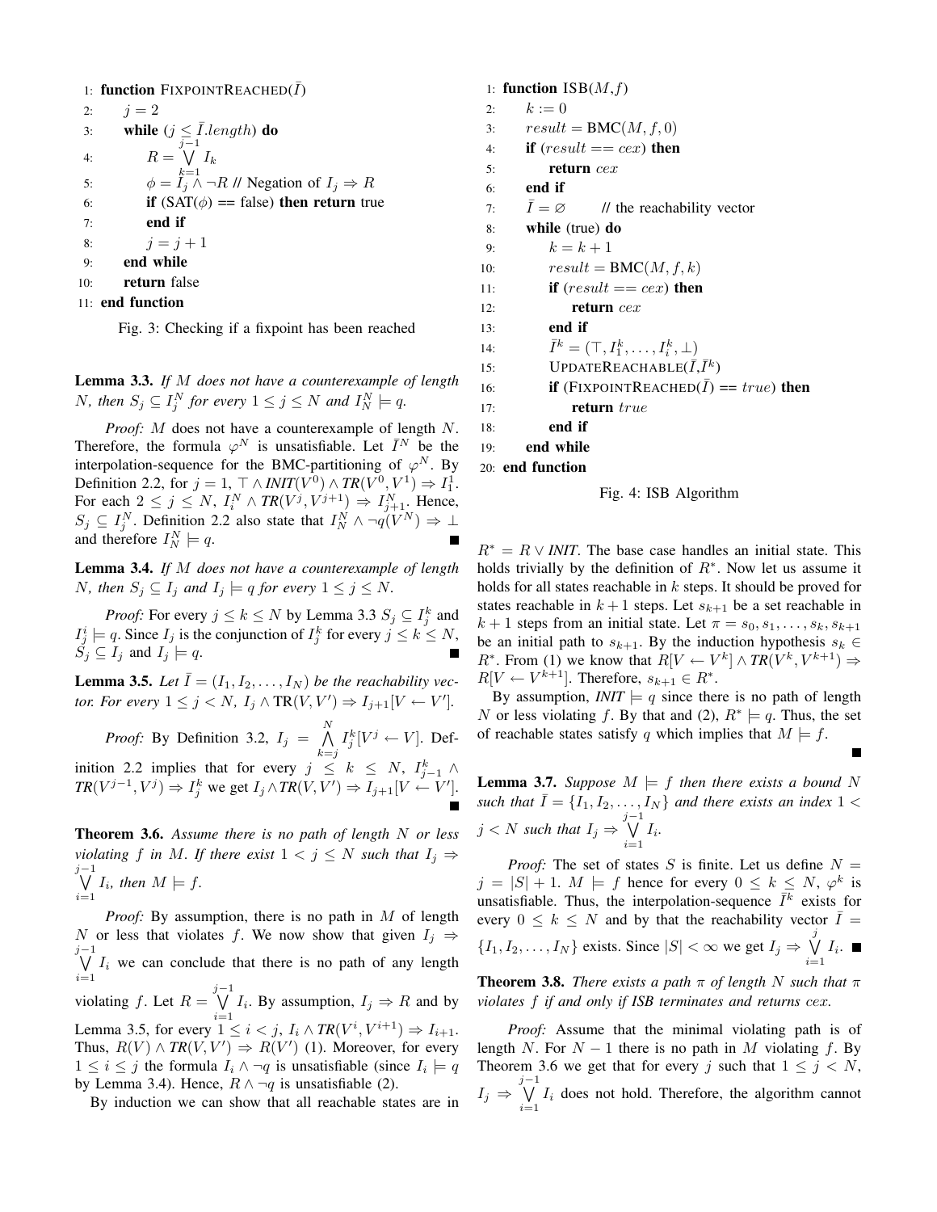```
1: function FixpointReached(Ī)
2:     j = 2
3:     while (j ≤ Ī.length) do
4:         R = ⋁_{k=1}^{j-1} I_k
5:         φ = I_j ∧ ¬R // Negation of I_j ⇒ R
6:         if (SAT(φ) == false) then return true
7:         end if
8:         j = j + 1
9:     end while
10:    return false
11: end function
```

Fig. 3: Checking if a fixpoint has been reached

**Lemma 3.3.** *If $M$ does not have a counterexample of length $N$, then $S_j \subseteq I_j^N$ for every $1 \leq j \leq N$ and $I_N^N \models q$.*

*Proof:* $M$ does not have a counterexample of length $N$. Therefore, the formula $\varphi^N$ is unsatisfiable. Let $\bar{I}^N$ be the interpolation-sequence for the BMC-partitioning of $\varphi^N$. By Definition 2.2, for $j = 1$, $\top \wedge \textit{INIT}(V^0) \wedge \textit{TR}(V^0, V^1) \Rightarrow I_1^1$. For each $2 \leq j \leq N$, $I_i^N \wedge \textit{TR}(V^j, V^{j+1}) \Rightarrow I_{j+1}^N$. Hence, $S_j \subseteq I_j^N$. Definition 2.2 also state that $I_N^N \wedge \neg q(V^N) \Rightarrow \bot$ and therefore $I_N^N \models q$. ∎

**Lemma 3.4.** *If $M$ does not have a counterexample of length $N$, then $S_j \subseteq I_j$ and $I_j \models q$ for every $1 \leq j \leq N$.*

*Proof:* For every $j \leq k \leq N$ by Lemma 3.3 $S_j \subseteq I_j^k$ and $I_j^i \models q$. Since $I_j$ is the conjunction of $I_j^k$ for every $j \leq k \leq N$, $S_j \subseteq I_j$ and $I_j \models q$. ∎

**Lemma 3.5.** *Let $\bar{I} = (I_1, I_2, \ldots, I_N)$ be the reachability vector. For every $1 \leq j < N$, $I_j \wedge \mathrm{TR}(V, V') \Rightarrow I_{j+1}[V \leftarrow V']$.*

*Proof:* By Definition 3.2, $I_j = \bigwedge_{k=j}^{N} I_j^k[V^j \leftarrow V]$. Definition 2.2 implies that for every $j \leq k \leq N$, $I_{j-1}^k \wedge \textit{TR}(V^{j-1}, V^j) \Rightarrow I_j^k$ we get $I_j \wedge \textit{TR}(V, V') \Rightarrow I_{j+1}[V \leftarrow V']$. ∎

**Theorem 3.6.** *Assume there is no path of length $N$ or less violating $f$ in $M$. If there exist $1 < j \leq N$ such that $I_j \Rightarrow \bigvee_{i=1}^{j-1} I_i$, then $M \models f$.*

*Proof:* By assumption, there is no path in $M$ of length $N$ or less that violates $f$. We now show that given $I_j \Rightarrow \bigvee_{i=1}^{j-1} I_i$ we can conclude that there is no path of any length violating $f$. Let $R = \bigvee_{i=1}^{j-1} I_i$. By assumption, $I_j \Rightarrow R$ and by Lemma 3.5, for every $1 \leq i < j$, $I_i \wedge \textit{TR}(V^i, V^{i+1}) \Rightarrow I_{i+1}$. Thus, $R(V) \wedge \textit{TR}(V, V') \Rightarrow R(V')$ (1). Moreover, for every $1 \leq i \leq j$ the formula $I_i \wedge \neg q$ is unsatisfiable (since $I_i \models q$ by Lemma 3.4). Hence, $R \wedge \neg q$ is unsatisfiable (2).

By induction we can show that all reachable states are in $R^* = R \vee \textit{INIT}$. The base case handles an initial state. This holds trivially by the definition of $R^*$. Now let us assume it holds for all states reachable in $k$ steps. It should be proved for states reachable in $k+1$ steps. Let $s_{k+1}$ be a set reachable in $k+1$ steps from an initial state. Let $\pi = s_0, s_1, \ldots, s_k, s_{k+1}$ be an initial path to $s_{k+1}$. By the induction hypothesis $s_k \in R^*$. From (1) we know that $R[V \leftarrow V^k] \wedge \textit{TR}(V^k, V^{k+1}) \Rightarrow R[V \leftarrow V^{k+1}]$. Therefore, $s_{k+1} \in R^*$.

By assumption, $\textit{INIT} \models q$ since there is no path of length $N$ or less violating $f$. By that and (2), $R^* \models q$. Thus, the set of reachable states satisfy $q$ which implies that $M \models f$. ∎

```
1: function ISB(M,f)
2:     k := 0
3:     result = BMC(M, f, 0)
4:     if (result == cex) then
5:         return cex
6:     end if
7:     Ī = ∅        // the reachability vector
8:     while (true) do
9:         k = k + 1
10:        result = BMC(M, f, k)
11:        if (result == cex) then
12:            return cex
13:        end if
14:        Ī^k = (⊤, I_1^k, ..., I_i^k, ⊥)
15:        UpdateReachable(Ī, Ī^k)
16:        if (FixpointReached(Ī) == true) then
17:            return true
18:        end if
19:    end while
20: end function
```

Fig. 4: ISB Algorithm

**Lemma 3.7.** *Suppose $M \models f$ then there exists a bound $N$ such that $\bar{I} = \{I_1, I_2, \ldots, I_N\}$ and there exists an index $1 < j < N$ such that $I_j \Rightarrow \bigvee_{i=1}^{j-1} I_i$.*

*Proof:* The set of states $S$ is finite. Let us define $N = j = |S| + 1$. $M \models f$ hence for every $0 \leq k \leq N$, $\varphi^k$ is unsatisfiable. Thus, the interpolation-sequence $\bar{I}^k$ exists for every $0 \leq k \leq N$ and by that the reachability vector $\bar{I} = \{I_1, I_2, \ldots, I_N\}$ exists. Since $|S| < \infty$ we get $I_j \Rightarrow \bigvee_{i=1}^{j} I_i$. ∎

**Theorem 3.8.** *There exists a path $\pi$ of length $N$ such that $\pi$ violates $f$ if and only if ISB terminates and returns cex.*

*Proof:* Assume that the minimal violating path is of length $N$. For $N-1$ there is no path in $M$ violating $f$. By Theorem 3.6 we get that for every $j$ such that $1 \leq j < N$, $I_j \Rightarrow \bigvee_{i=1}^{j-1} I_i$ does not hold. Therefore, the algorithm cannot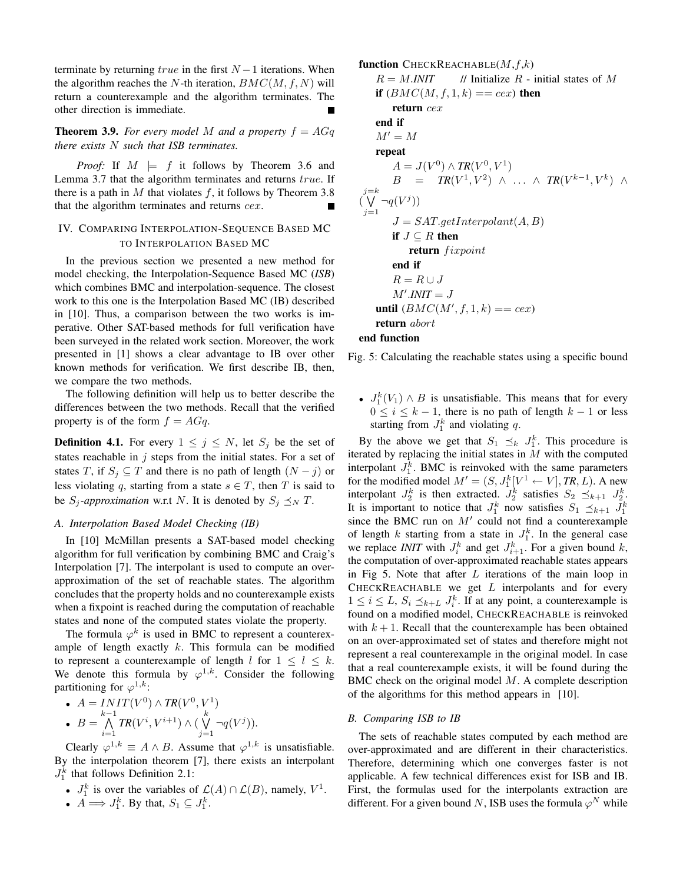terminate by returning $true$ in the first $N-1$ iterations. When the algorithm reaches the $N$-th iteration, $BMC(M, f, N)$ will return a counterexample and the algorithm terminates. The other direction is immediate. ∎

**Theorem 3.9.** *For every model $M$ and a property $f = AGq$ there exists $N$ such that ISB terminates.*

*Proof:* If $M \models f$ it follows by Theorem 3.6 and Lemma 3.7 that the algorithm terminates and returns $true$. If there is a path in $M$ that violates $f$, it follows by Theorem 3.8 that the algorithm terminates and returns $cex$. ∎

## IV. Comparing Interpolation-Sequence Based MC to Interpolation Based MC

In the previous section we presented a new method for model checking, the Interpolation-Sequence Based MC (*ISB*) which combines BMC and interpolation-sequence. The closest work to this one is the Interpolation Based MC (IB) described in [10]. Thus, a comparison between the two works is imperative. Other SAT-based methods for full verification have been surveyed in the related work section. Moreover, the work presented in [1] shows a clear advantage to IB over other known methods for verification. We first describe IB, then, we compare the two methods.

The following definition will help us to better describe the differences between the two methods. Recall that the verified property is of the form $f = AGq$.

**Definition 4.1.** For every $1 \leq j \leq N$, let $S_j$ be the set of states reachable in $j$ steps from the initial states. For a set of states $T$, if $S_j \subseteq T$ and there is no path of length $(N-j)$ or less violating $q$, starting from a state $s \in T$, then $T$ is said to be $S_j$*-approximation* w.r.t $N$. It is denoted by $S_j \preceq_N T$.

### A. Interpolation Based Model Checking (IB)

In [10] McMillan presents a SAT-based model checking algorithm for full verification by combining BMC and Craig's Interpolation [7]. The interpolant is used to compute an over-approximation of the set of reachable states. The algorithm concludes that the property holds and no counterexample exists when a fixpoint is reached during the computation of reachable states and none of the computed states violate the property.

The formula $\varphi^k$ is used in BMC to represent a counterexample of length exactly $k$. This formula can be modified to represent a counterexample of length $l$ for $1 \leq l \leq k$. We denote this formula by $\varphi^{1,k}$. Consider the following partitioning for $\varphi^{1,k}$:

- $A = INIT(V^0) \wedge \textit{TR}(V^0, V^1)$
- $B = \bigwedge_{i=1}^{k-1} \textit{TR}(V^i, V^{i+1}) \wedge (\bigvee_{j=1}^{k} \neg q(V^j))$.

Clearly $\varphi^{1,k} \equiv A \wedge B$. Assume that $\varphi^{1,k}$ is unsatisfiable. By the interpolation theorem [7], there exists an interpolant $J_1^k$ that follows Definition 2.1:

- $J_1^k$ is over the variables of $\mathcal{L}(A) \cap \mathcal{L}(B)$, namely, $V^1$.
- $A \Longrightarrow J_1^k$. By that, $S_1 \subseteq J_1^k$.

```
function CheckReachable(M,f,k)
    R = M.INIT        // Initialize R - initial states of M
    if (BMC(M,f,1,k) == cex) then
        return cex
    end if
    M' = M
    repeat
        A = J(V^0) ∧ TR(V^0,V^1)
        B = TR(V^1,V^2) ∧ ... ∧ TR(V^{k-1},V^k) ∧ (∨_{j=1}^{j=k} ¬q(V^j))
        J = SAT.getInterpolant(A,B)
        if J ⊆ R then
            return fixpoint
        end if
        R = R ∪ J
        M'.INIT = J
    until (BMC(M',f,1,k) == cex)
    return abort
end function
```

Fig. 5: Calculating the reachable states using a specific bound

- $J_1^k(V_1) \wedge B$ is unsatisfiable. This means that for every $0 \leq i \leq k-1$, there is no path of length $k-1$ or less starting from $J_1^k$ and violating $q$.

By the above we get that $S_1 \preceq_k J_1^k$. This procedure is iterated by replacing the initial states in $M$ with the computed interpolant $J_1^k$. BMC is reinvoked with the same parameters for the modified model $M' = (S, J_1^k[V^1 \leftarrow V], \textit{TR}, L)$. A new interpolant $J_2^k$ is then extracted. $J_2^k$ satisfies $S_2 \preceq_{k+1} J_2^k$. It is important to notice that $J_1^k$ now satisfies $S_1 \preceq_{k+1} J_1^k$ since the BMC run on $M'$ could not find a counterexample of length $k$ starting from a state in $J_1^k$. In the general case we replace *INIT* with $J_i^k$ and get $J_{i+1}^k$. For a given bound $k$, the computation of over-approximated reachable states appears in Fig 5. Note that after $L$ iterations of the main loop in CheckReachable we get $L$ interpolants and for every $1 \leq i \leq L$, $S_i \preceq_{k+L} J_i^k$. If at any point, a counterexample is found on a modified model, CheckReachable is reinvoked with $k+1$. Recall that the counterexample has been obtained on an over-approximated set of states and therefore might not represent a real counterexample in the original model. In case that a real counterexample exists, it will be found during the BMC check on the original model $M$. A complete description of the algorithms for this method appears in [10].

### B. Comparing ISB to IB

The sets of reachable states computed by each method are over-approximated and are different in their characteristics. Therefore, determining which one converges faster is not applicable. A few technical differences exist for ISB and IB. First, the formulas used for the interpolants extraction are different. For a given bound $N$, ISB uses the formula $\varphi^N$ while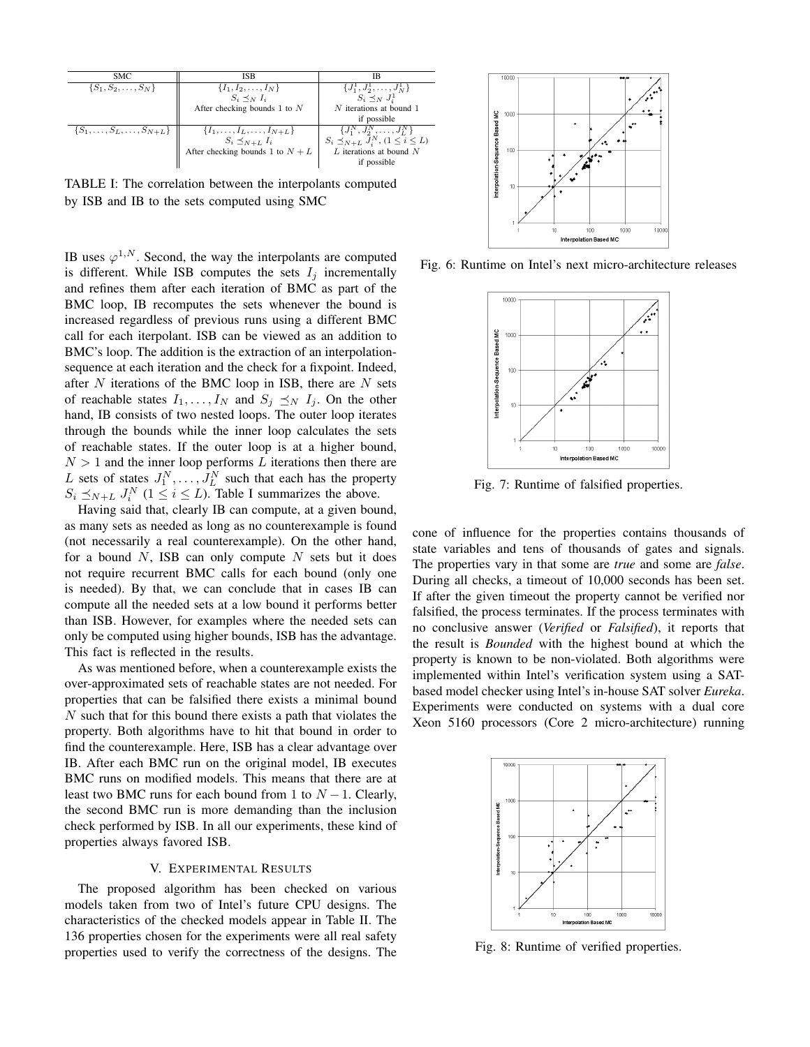| SMC | ISB | IB |
|---|---|---|
| $\{S_1, S_2, \ldots, S_N\}$ | $\{I_1, I_2, \ldots, I_N\}$ <br> $S_i \preceq_N I_i$ <br> After checking bounds 1 to $N$ | $\{J_1^1, J_2^1, \ldots, J_N^1\}$ <br> $S_i \preceq_N J_i^1$ <br> $N$ iterations at bound 1 if possible |
| $\{S_1, \ldots, S_L, \ldots, S_{N+L}\}$ | $\{I_1, \ldots, I_L, \ldots, I_{N+L}\}$ <br> $S_i \preceq_{N+L} I_i$ <br> After checking bounds 1 to $N+L$ | $\{J_1^N, J_2^N, \ldots, J_L^N\}$ <br> $S_i \preceq_{N+L} J_i^N, (1 \leq i \leq L)$ <br> $L$ iterations at bound $N$ if possible |

TABLE I: The correlation between the interpolants computed by ISB and IB to the sets computed using SMC

IB uses $\varphi^{1,N}$. Second, the way the interpolants are computed is different. While ISB computes the sets $I_j$ incrementally and refines them after each iteration of BMC as part of the BMC loop, IB recomputes the sets whenever the bound is increased regardless of previous runs using a different BMC call for each iterpolant. ISB can be viewed as an addition to BMC's loop. The addition is the extraction of an interpolation-sequence at each iteration and the check for a fixpoint. Indeed, after $N$ iterations of the BMC loop in ISB, there are $N$ sets of reachable states $I_1, \ldots, I_N$ and $S_j \preceq_N I_j$. On the other hand, IB consists of two nested loops. The outer loop iterates through the bounds while the inner loop calculates the sets of reachable states. If the outer loop is at a higher bound, $N > 1$ and the inner loop performs $L$ iterations then there are $L$ sets of states $J_1^N, \ldots, J_L^N$ such that each has the property $S_i \preceq_{N+L} J_i^N$ $(1 \leq i \leq L)$. Table I summarizes the above.

Having said that, clearly IB can compute, at a given bound, as many sets as needed as long as no counterexample is found (not necessarily a real counterexample). On the other hand, for a bound $N$, ISB can only compute $N$ sets but it does not require recurrent BMC calls for each bound (only one is needed). By that, we can conclude that in cases IB can compute all the needed sets at a low bound it performs better than ISB. However, for examples where the needed sets can only be computed using higher bounds, ISB has the advantage. This fact is reflected in the results.

As was mentioned before, when a counterexample exists the over-approximated sets of reachable states are not needed. For properties that can be falsified there exists a minimal bound $N$ such that for this bound there exists a path that violates the property. Both algorithms have to hit that bound in order to find the counterexample. Here, ISB has a clear advantage over IB. After each BMC run on the original model, IB executes BMC runs on modified models. This means that there are at least two BMC runs for each bound from 1 to $N-1$. Clearly, the second BMC run is more demanding than the inclusion check performed by ISB. In all our experiments, these kind of properties always favored ISB.

## V. Experimental Results

The proposed algorithm has been checked on various models taken from two of Intel's future CPU designs. The characteristics of the checked models appear in Table II. The 136 properties chosen for the experiments were all real safety properties used to verify the correctness of the designs. The cone of influence for the properties contains thousands of state variables and tens of thousands of gates and signals. The properties vary in that some are *true* and some are *false*. During all checks, a timeout of 10,000 seconds has been set. If after the given timeout the property cannot be verified nor falsified, the process terminates. If the process terminates with no conclusive answer (*Verified* or *Falsified*), it reports that the result is *Bounded* with the highest bound at which the property is known to be non-violated. Both algorithms were implemented within Intel's verification system using a SAT-based model checker using Intel's in-house SAT solver *Eureka*. Experiments were conducted on systems with a dual core Xeon 5160 processors (Core 2 micro-architecture) running

Fig. 6: Runtime on Intel's next micro-architecture releases

Fig. 7: Runtime of falsified properties.

Fig. 8: Runtime of verified properties.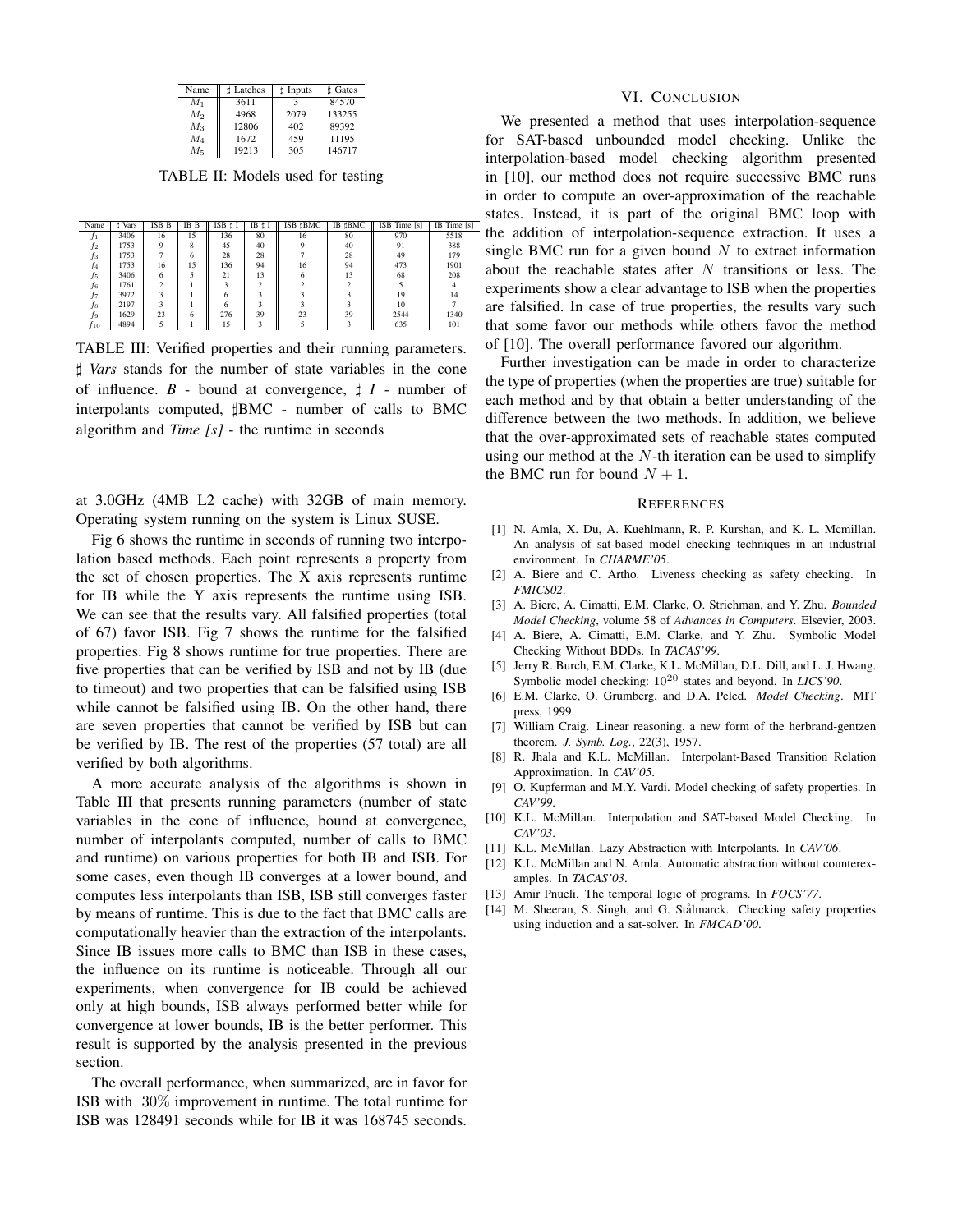| Name | ♯ Latches | ♯ Inputs | ♯ Gates |
|---|---|---|---|
| $M_1$ | 3611 | 3 | 84570 |
| $M_2$ | 4968 | 2079 | 133255 |
| $M_3$ | 12806 | 402 | 89392 |
| $M_4$ | 1672 | 459 | 11195 |
| $M_5$ | 19213 | 305 | 146717 |

TABLE II: Models used for testing

| Name | ♯ Vars | ISB B | IB B | ISB ♯ I | IB ♯ I | ISB ♯BMC | IB ♯BMC | ISB Time [s] | IB Time [s] |
|---|---|---|---|---|---|---|---|---|---|
| $f_1$ | 3406 | 16 | 15 | 136 | 80 | 16 | 80 | 970 | 5518 |
| $f_2$ | 1753 | 9 | 8 | 45 | 40 | 9 | 40 | 91 | 388 |
| $f_3$ | 1753 | 7 | 6 | 28 | 28 | 7 | 28 | 49 | 179 |
| $f_4$ | 1753 | 16 | 15 | 136 | 94 | 16 | 94 | 473 | 1901 |
| $f_5$ | 3406 | 6 | 5 | 21 | 13 | 6 | 13 | 68 | 208 |
| $f_6$ | 1761 | 2 | 1 | 3 | 2 | 2 | 2 | 5 | 4 |
| $f_7$ | 3972 | 3 | 1 | 6 | 3 | 3 | 3 | 19 | 14 |
| $f_8$ | 2197 | 3 | 1 | 6 | 3 | 3 | 3 | 10 | 7 |
| $f_9$ | 1629 | 23 | 6 | 276 | 39 | 23 | 39 | 2544 | 1340 |
| $f_{10}$ | 4894 | 5 | 1 | 15 | 3 | 5 | 3 | 635 | 101 |

TABLE III: Verified properties and their running parameters. ♯ *Vars* stands for the number of state variables in the cone of influence. *B* - bound at convergence, ♯ *I* - number of interpolants computed, ♯BMC - number of calls to BMC algorithm and *Time [s]* - the runtime in seconds

at 3.0GHz (4MB L2 cache) with 32GB of main memory. Operating system running on the system is Linux SUSE.

Fig 6 shows the runtime in seconds of running two interpolation based methods. Each point represents a property from the set of chosen properties. The X axis represents runtime for IB while the Y axis represents the runtime using ISB. We can see that the results vary. All falsified properties (total of 67) favor ISB. Fig 7 shows the runtime for the falsified properties. Fig 8 shows runtime for true properties. There are five properties that can be verified by ISB and not by IB (due to timeout) and two properties that can be falsified using ISB while cannot be falsified using IB. On the other hand, there are seven properties that cannot be verified by ISB but can be verified by IB. The rest of the properties (57 total) are all verified by both algorithms.

A more accurate analysis of the algorithms is shown in Table III that presents running parameters (number of state variables in the cone of influence, bound at convergence, number of interpolants computed, number of calls to BMC and runtime) on various properties for both IB and ISB. For some cases, even though IB converges at a lower bound, and computes less interpolants than ISB, ISB still converges faster by means of runtime. This is due to the fact that BMC calls are computationally heavier than the extraction of the interpolants. Since IB issues more calls to BMC than ISB in these cases, the influence on its runtime is noticeable. Through all our experiments, when convergence for IB could be achieved only at high bounds, ISB always performed better while for convergence at lower bounds, IB is the better performer. This result is supported by the analysis presented in the previous section.

The overall performance, when summarized, are in favor for ISB with $30\%$ improvement in runtime. The total runtime for ISB was 128491 seconds while for IB it was 168745 seconds.

## VI. Conclusion

We presented a method that uses interpolation-sequence for SAT-based unbounded model checking. Unlike the interpolation-based model checking algorithm presented in [10], our method does not require successive BMC runs in order to compute an over-approximation of the reachable states. Instead, it is part of the original BMC loop with the addition of interpolation-sequence extraction. It uses a single BMC run for a given bound $N$ to extract information about the reachable states after $N$ transitions or less. The experiments show a clear advantage to ISB when the properties are falsified. In case of true properties, the results vary such that some favor our methods while others favor the method of [10]. The overall performance favored our algorithm.

Further investigation can be made in order to characterize the type of properties (when the properties are true) suitable for each method and by that obtain a better understanding of the difference between the two methods. In addition, we believe that the over-approximated sets of reachable states computed using our method at the $N$-th iteration can be used to simplify the BMC run for bound $N+1$.

## References

[1] N. Amla, X. Du, A. Kuehlmann, R. P. Kurshan, and K. L. Mcmillan. An analysis of sat-based model checking techniques in an industrial environment. In *CHARME'05*.

[2] A. Biere and C. Artho. Liveness checking as safety checking. In *FMICS02*.

[3] A. Biere, A. Cimatti, E.M. Clarke, O. Strichman, and Y. Zhu. *Bounded Model Checking*, volume 58 of *Advances in Computers*. Elsevier, 2003.

[4] A. Biere, A. Cimatti, E.M. Clarke, and Y. Zhu. Symbolic Model Checking Without BDDs. In *TACAS'99*.

[5] Jerry R. Burch, E.M. Clarke, K.L. McMillan, D.L. Dill, and L. J. Hwang. Symbolic model checking: $10^{20}$ states and beyond. In *LICS'90*.

[6] E.M. Clarke, O. Grumberg, and D.A. Peled. *Model Checking*. MIT press, 1999.

[7] William Craig. Linear reasoning. a new form of the herbrand-gentzen theorem. *J. Symb. Log.*, 22(3), 1957.

[8] R. Jhala and K.L. McMillan. Interpolant-Based Transition Relation Approximation. In *CAV'05*.

[9] O. Kupferman and M.Y. Vardi. Model checking of safety properties. In *CAV'99*.

[10] K.L. McMillan. Interpolation and SAT-based Model Checking. In *CAV'03*.

[11] K.L. McMillan. Lazy Abstraction with Interpolants. In *CAV'06*.

[12] K.L. McMillan and N. Amla. Automatic abstraction without counterexamples. In *TACAS'03*.

[13] Amir Pnueli. The temporal logic of programs. In *FOCS'77*.

[14] M. Sheeran, S. Singh, and G. Stålmarck. Checking safety properties using induction and a sat-solver. In *FMCAD'00*.